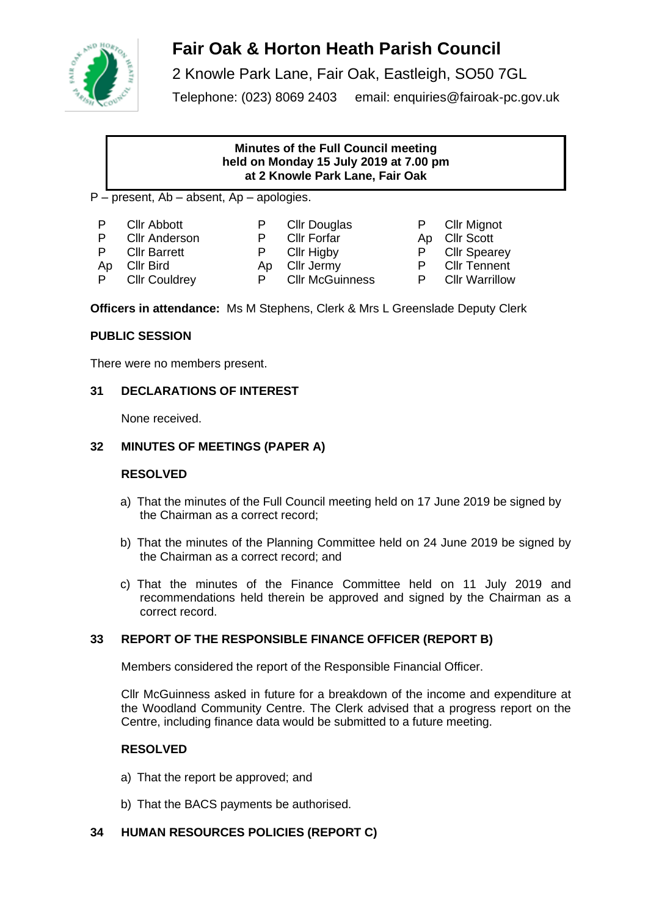# Fair Oak & Horton Heath Parish Council

2 Knowle Park Lane, Fair Oak, Eastleigh, SO50 7GL

Telephone: (023) 8069 2403 email: enquiries@fairoak-pc.gov.uk

**Minutes of the Full Council meeting held on Monday 15 July 2019 at 7.00 pm at 2 Knowle Park Lane, Fair Oak**

P – present, Ab – absent, Ap – apologies.

| | | | | | |
|---|---|---|---|---|---|
| P | Cllr Abbott | P | Cllr Douglas | P | Cllr Mignot |
| P | Cllr Anderson | P | Cllr Forfar | Ap | Cllr Scott |
| P | Cllr Barrett | P | Cllr Higby | P | Cllr Spearey |
| Ap | Cllr Bird | Ap | Cllr Jermy | P | Cllr Tennent |
| P | Cllr Couldrey | P | Cllr McGuinness | P | Cllr Warrillow |

**Officers in attendance:** Ms M Stephens, Clerk & Mrs L Greenslade Deputy Clerk

## PUBLIC SESSION

There were no members present.

## 31 DECLARATIONS OF INTEREST

None received.

## 32 MINUTES OF MEETINGS (PAPER A)

**RESOLVED**

a) That the minutes of the Full Council meeting held on 17 June 2019 be signed by the Chairman as a correct record;

b) That the minutes of the Planning Committee held on 24 June 2019 be signed by the Chairman as a correct record; and

c) That the minutes of the Finance Committee held on 11 July 2019 and recommendations held therein be approved and signed by the Chairman as a correct record.

## 33 REPORT OF THE RESPONSIBLE FINANCE OFFICER (REPORT B)

Members considered the report of the Responsible Financial Officer.

Cllr McGuinness asked in future for a breakdown of the income and expenditure at the Woodland Community Centre. The Clerk advised that a progress report on the Centre, including finance data would be submitted to a future meeting.

**RESOLVED**

a) That the report be approved; and

b) That the BACS payments be authorised.

## 34 HUMAN RESOURCES POLICIES (REPORT C)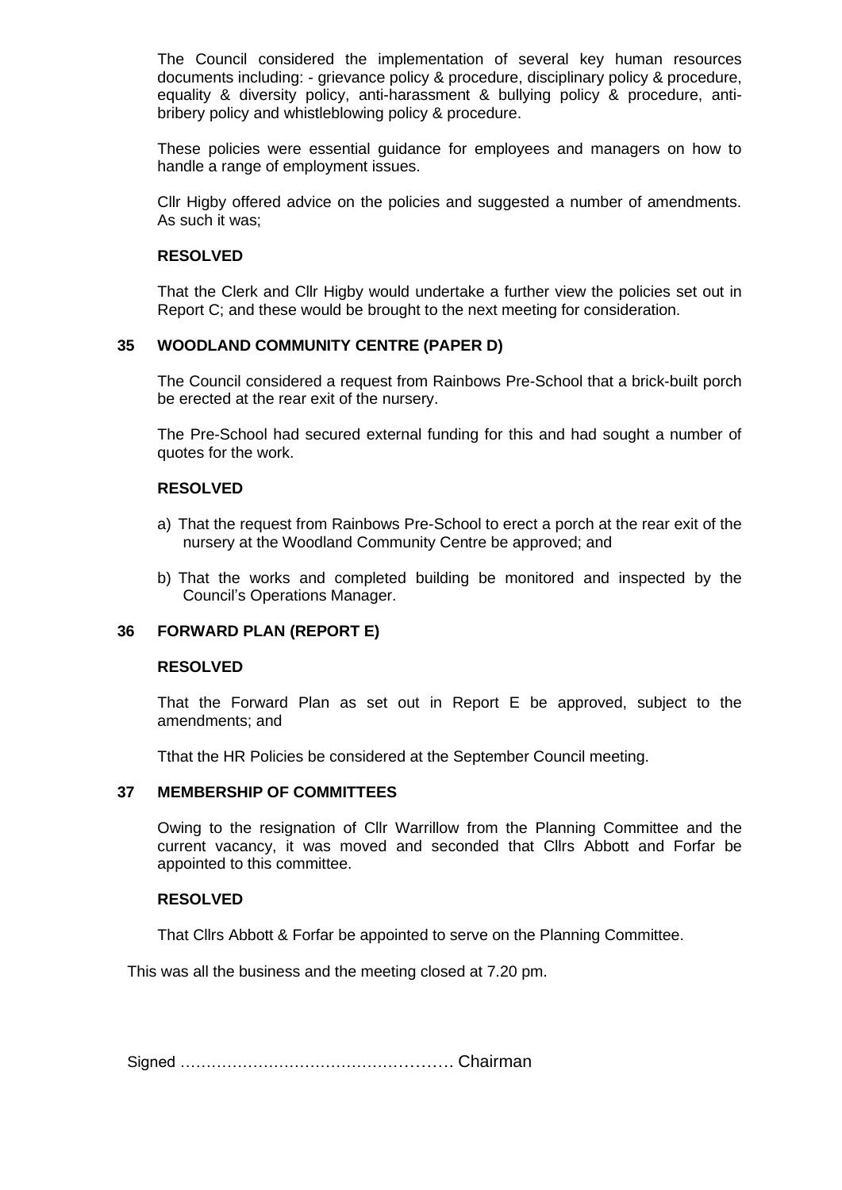The Council considered the implementation of several key human resources documents including: - grievance policy & procedure, disciplinary policy & procedure, equality & diversity policy, anti-harassment & bullying policy & procedure, anti-bribery policy and whistleblowing policy & procedure.

These policies were essential guidance for employees and managers on how to handle a range of employment issues.

Cllr Higby offered advice on the policies and suggested a number of amendments. As such it was;

**RESOLVED**

That the Clerk and Cllr Higby would undertake a further view the policies set out in Report C; and these would be brought to the next meeting for consideration.

## 35 WOODLAND COMMUNITY CENTRE (PAPER D)

The Council considered a request from Rainbows Pre-School that a brick-built porch be erected at the rear exit of the nursery.

The Pre-School had secured external funding for this and had sought a number of quotes for the work.

**RESOLVED**

a) That the request from Rainbows Pre-School to erect a porch at the rear exit of the nursery at the Woodland Community Centre be approved; and

b) That the works and completed building be monitored and inspected by the Council's Operations Manager.

## 36 FORWARD PLAN (REPORT E)

**RESOLVED**

That the Forward Plan as set out in Report E be approved, subject to the amendments; and

Tthat the HR Policies be considered at the September Council meeting.

## 37 MEMBERSHIP OF COMMITTEES

Owing to the resignation of Cllr Warrillow from the Planning Committee and the current vacancy, it was moved and seconded that Cllrs Abbott and Forfar be appointed to this committee.

**RESOLVED**

That Cllrs Abbott & Forfar be appointed to serve on the Planning Committee.

This was all the business and the meeting closed at 7.20 pm.

Signed …………………………………………… Chairman